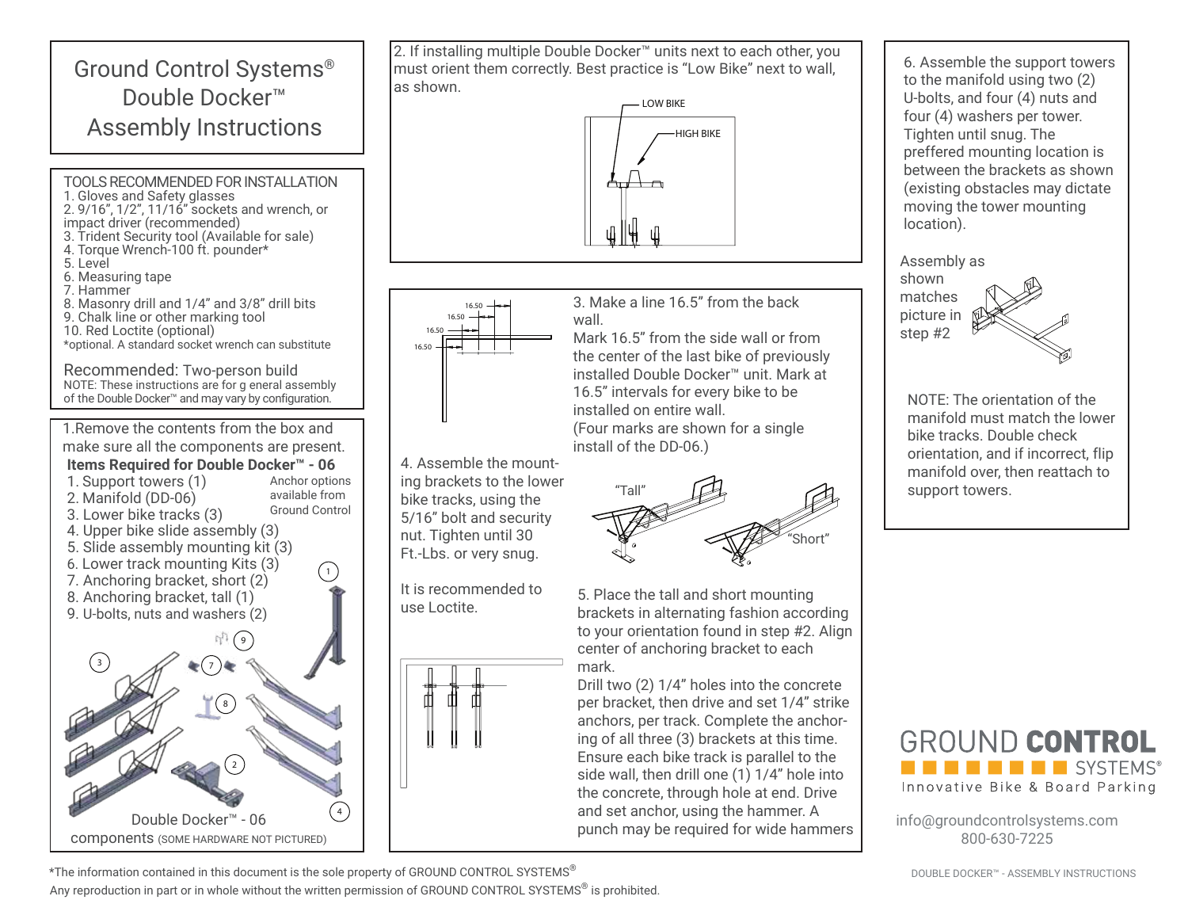# Ground Control Systems® Double Docker™ Assembly Instructions

## TOOLS RECOMMENDED FOR INSTALLATION

1. Gloves and Safety glasses
2. 9/16", 1/2", 11/16" sockets and wrench, or impact driver (recommended)
3. Trident Security tool (Available for sale)
4. Torque Wrench-100 ft. pounder*
5. Level
6. Measuring tape
7. Hammer
8. Masonry drill and 1/4" and 3/8" drill bits
9. Chalk line or other marking tool
10. Red Loctite (optional)

*optional. A standard socket wrench can substitute

Recommended: Two-person build

NOTE: These instructions are for g eneral assembly of the Double Docker™ and may vary by configuration.

1.Remove the contents from the box and make sure all the components are present.

**Items Required for Double Docker™ - 06**

1. Support towers (1)
2. Manifold (DD-06)
3. Lower bike tracks (3)
4. Upper bike slide assembly (3)
5. Slide assembly mounting kit (3)
6. Lower track mounting Kits (3)
7. Anchoring bracket, short (2)
8. Anchoring bracket, tall (1)
9. U-bolts, nuts and washers (2)

Anchor options available from Ground Control

Double Docker™ - 06 components (SOME HARDWARE NOT PICTURED)

2. If installing multiple Double Docker™ units next to each other, you must orient them correctly. Best practice is "Low Bike" next to wall, as shown.

LOW BIKE

HIGH BIKE

3. Make a line 16.5" from the back wall.
Mark 16.5" from the side wall or from the center of the last bike of previously installed Double Docker™ unit. Mark at 16.5" intervals for every bike to be installed on entire wall.
(Four marks are shown for a single install of the DD-06.)

16.50
16.50
16.50
16.50

4. Assemble the mounting brackets to the lower bike tracks, using the 5/16" bolt and security nut. Tighten until 30 Ft.-Lbs. or very snug.

It is recommended to use Loctite.

"Tall"

"Short"

5. Place the tall and short mounting brackets in alternating fashion according to your orientation found in step #2. Align center of anchoring bracket to each mark.
Drill two (2) 1/4" holes into the concrete per bracket, then drive and set 1/4" strike anchors, per track. Complete the anchoring of all three (3) brackets at this time. Ensure each bike track is parallel to the side wall, then drill one (1) 1/4" hole into the concrete, through hole at end. Drive and set anchor, using the hammer. A punch may be required for wide hammers

6. Assemble the support towers to the manifold using two (2) U-bolts, and four (4) nuts and four (4) washers per tower. Tighten until snug. The preffered mounting location is between the brackets as shown (existing obstacles may dictate moving the tower mounting location).

Assembly as shown matches picture in step #2

NOTE: The orientation of the manifold must match the lower bike tracks. Double check orientation, and if incorrect, flip manifold over, then reattach to support towers.

GROUND CONTROL SYSTEMS®
Innovative Bike & Board Parking

info@groundcontrolsystems.com
800-630-7225

*The information contained in this document is the sole property of GROUND CONTROL SYSTEMS®
Any reproduction in part or in whole without the written permission of GROUND CONTROL SYSTEMS® is prohibited.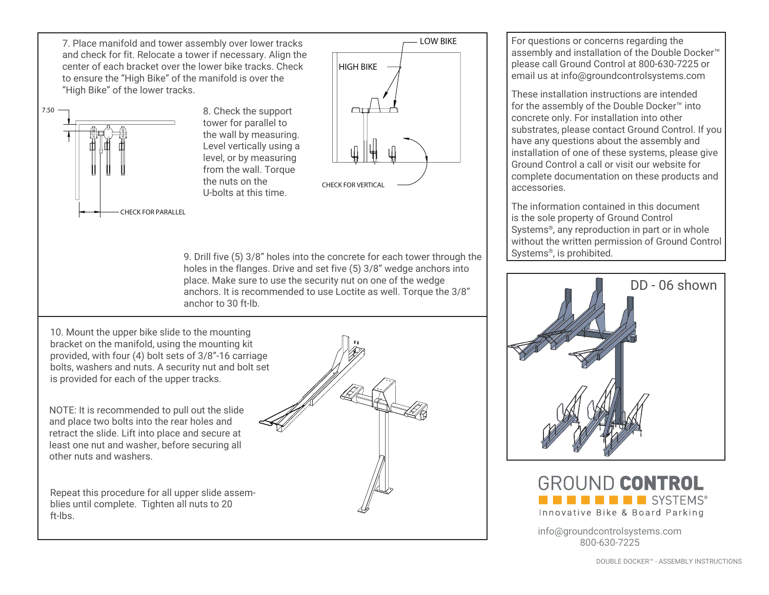7. Place manifold and tower assembly over lower tracks and check for fit. Relocate a tower if necessary. Align the center of each bracket over the lower bike tracks. Check to ensure the "High Bike" of the manifold is over the "High Bike" of the lower tracks.

7.50

CHECK FOR PARALLEL

8. Check the support tower for parallel to the wall by measuring. Level vertically using a level, or by measuring from the wall. Torque the nuts on the U-bolts at this time.

LOW BIKE

HIGH BIKE

CHECK FOR VERTICAL

9. Drill five (5) 3/8" holes into the concrete for each tower through the holes in the flanges. Drive and set five (5) 3/8" wedge anchors into place. Make sure to use the security nut on one of the wedge anchors. It is recommended to use Loctite as well. Torque the 3/8" anchor to 30 ft-lb.

10. Mount the upper bike slide to the mounting bracket on the manifold, using the mounting kit provided, with four (4) bolt sets of 3/8"-16 carriage bolts, washers and nuts. A security nut and bolt set is provided for each of the upper tracks.

NOTE: It is recommended to pull out the slide and place two bolts into the rear holes and retract the slide. Lift into place and secure at least one nut and washer, before securing all other nuts and washers.

Repeat this procedure for all upper slide assemblies until complete. Tighten all nuts to 20 ft-lbs.

For questions or concerns regarding the assembly and installation of the Double Docker™ please call Ground Control at 800-630-7225 or email us at info@groundcontrolsystems.com

These installation instructions are intended for the assembly of the Double Docker™ into concrete only. For installation into other substrates, please contact Ground Control. If you have any questions about the assembly and installation of one of these systems, please give Ground Control a call or visit our website for complete documentation on these products and accessories.

The information contained in this document is the sole property of Ground Control Systems®, any reproduction in part or in whole without the written permission of Ground Control Systems®, is prohibited.

DD - 06 shown

GROUND **CONTROL** SYSTEMS®

Innovative Bike & Board Parking

info@groundcontrolsystems.com
800-630-7225